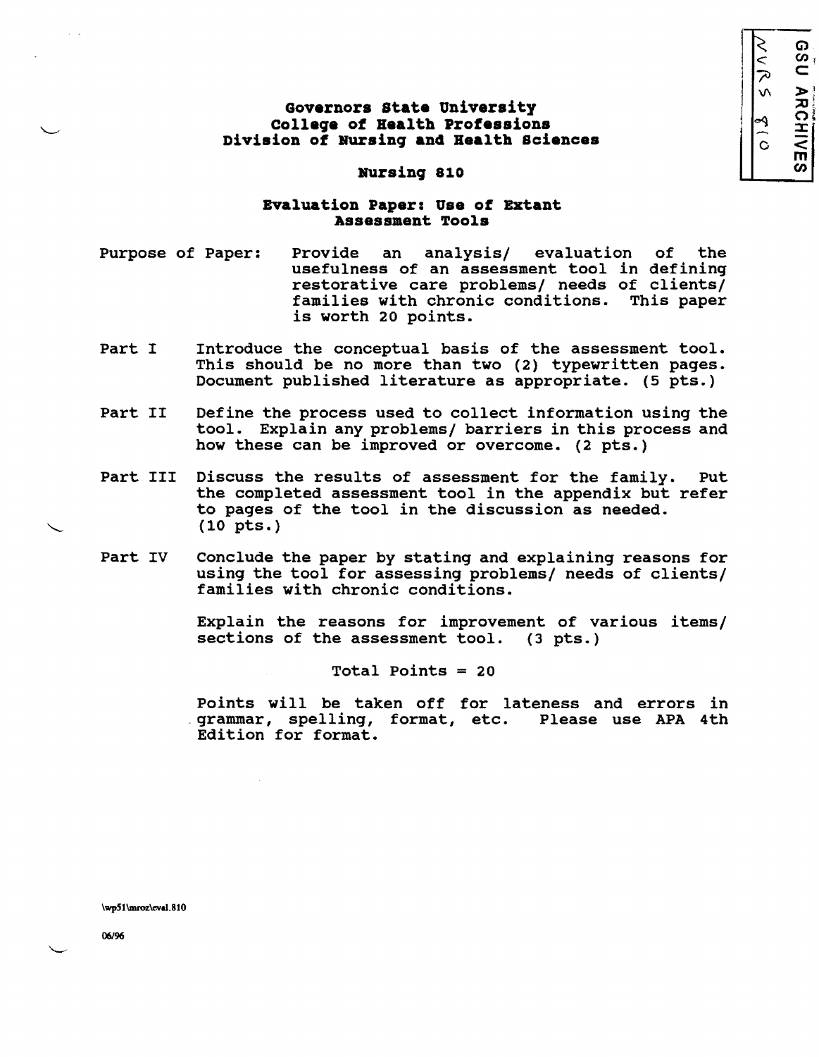**Governors State University**
**College of Health Professions**
**Division of Nursing and Health Sciences**

**Nursing 810**

**Evaluation Paper: Use of Extant Assessment Tools**

Purpose of Paper: Provide an analysis/ evaluation of the usefulness of an assessment tool in defining restorative care problems/ needs of clients/ families with chronic conditions. This paper is worth 20 points.

Part I — Introduce the conceptual basis of the assessment tool. This should be no more than two (2) typewritten pages. Document published literature as appropriate. (5 pts.)

Part II — Define the process used to collect information using the tool. Explain any problems/ barriers in this process and how these can be improved or overcome. (2 pts.)

Part III — Discuss the results of assessment for the family. Put the completed assessment tool in the appendix but refer to pages of the tool in the discussion as needed. (10 pts.)

Part IV — Conclude the paper by stating and explaining reasons for using the tool for assessing problems/ needs of clients/ families with chronic conditions.

Explain the reasons for improvement of various items/ sections of the assessment tool. (3 pts.)

Total Points = 20

Points will be taken off for lateness and errors in grammar, spelling, format, etc. Please use APA 4th Edition for format.

\wp51\mroz\eval.810

06/96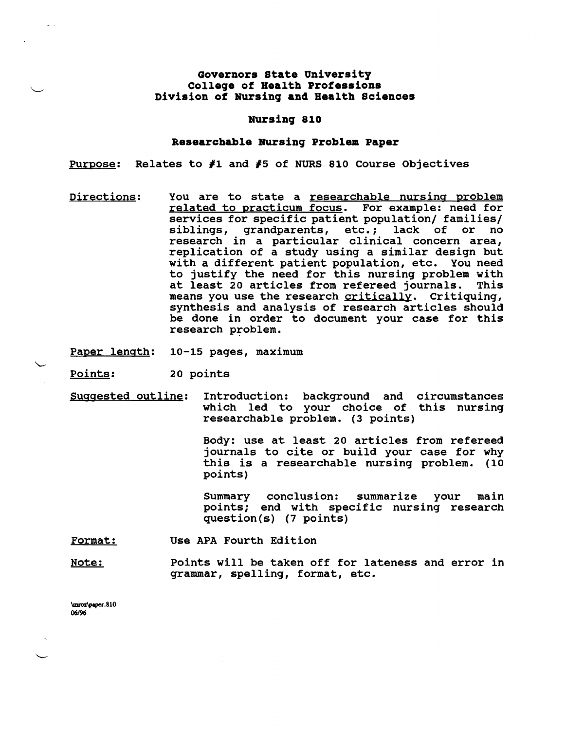**Governors State University**
**College of Health Professions**
**Division of Nursing and Health Sciences**

**Nursing 810**

**Researchable Nursing Problem Paper**

Purpose: Relates to #1 and #5 of NURS 810 Course Objectives

Directions: You are to state a researchable nursing problem related to practicum focus. For example: need for services for specific patient population/ families/ siblings, grandparents, etc.; lack of or no research in a particular clinical concern area, replication of a study using a similar design but with a different patient population, etc. You need to justify the need for this nursing problem with at least 20 articles from refereed journals. This means you use the research critically. Critiquing, synthesis and analysis of research articles should be done in order to document your case for this research problem.

Paper length: 10-15 pages, maximum

Points: 20 points

Suggested outline: Introduction: background and circumstances which led to your choice of this nursing researchable problem. (3 points)

Body: use at least 20 articles from refereed journals to cite or build your case for why this is a researchable nursing problem. (10 points)

Summary conclusion: summarize your main points; end with specific nursing research question(s) (7 points)

Format: Use APA Fourth Edition

Note: Points will be taken off for lateness and error in grammar, spelling, format, etc.

\mroz\paper.810
06/96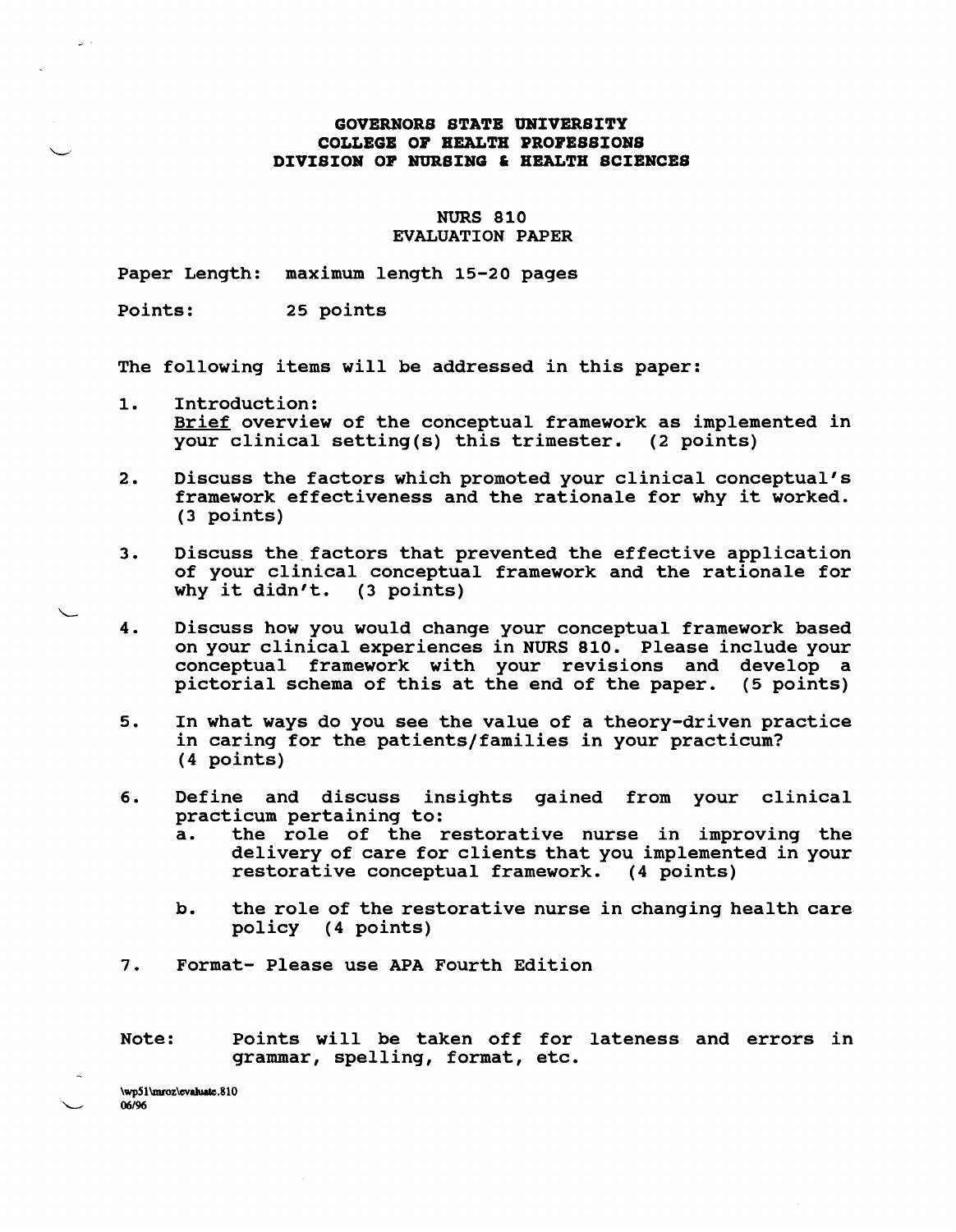**GOVERNORS STATE UNIVERSITY**
**COLLEGE OF HEALTH PROFESSIONS**
**DIVISION OF NURSING & HEALTH SCIENCES**

NURS 810
EVALUATION PAPER

Paper Length: maximum length 15-20 pages

Points: 25 points

The following items will be addressed in this paper:

1. Introduction:
   Brief overview of the conceptual framework as implemented in your clinical setting(s) this trimester. (2 points)

2. Discuss the factors which promoted your clinical conceptual's framework effectiveness and the rationale for why it worked. (3 points)

3. Discuss the factors that prevented the effective application of your clinical conceptual framework and the rationale for why it didn't. (3 points)

4. Discuss how you would change your conceptual framework based on your clinical experiences in NURS 810. Please include your conceptual framework with your revisions and develop a pictorial schema of this at the end of the paper. (5 points)

5. In what ways do you see the value of a theory-driven practice in caring for the patients/families in your practicum? (4 points)

6. Define and discuss insights gained from your clinical practicum pertaining to:
   a. the role of the restorative nurse in improving the delivery of care for clients that you implemented in your restorative conceptual framework. (4 points)

   b. the role of the restorative nurse in changing health care policy (4 points)

7. Format- Please use APA Fourth Edition

Note: Points will be taken off for lateness and errors in grammar, spelling, format, etc.

\wp51\mroz\evaluate.810
06/96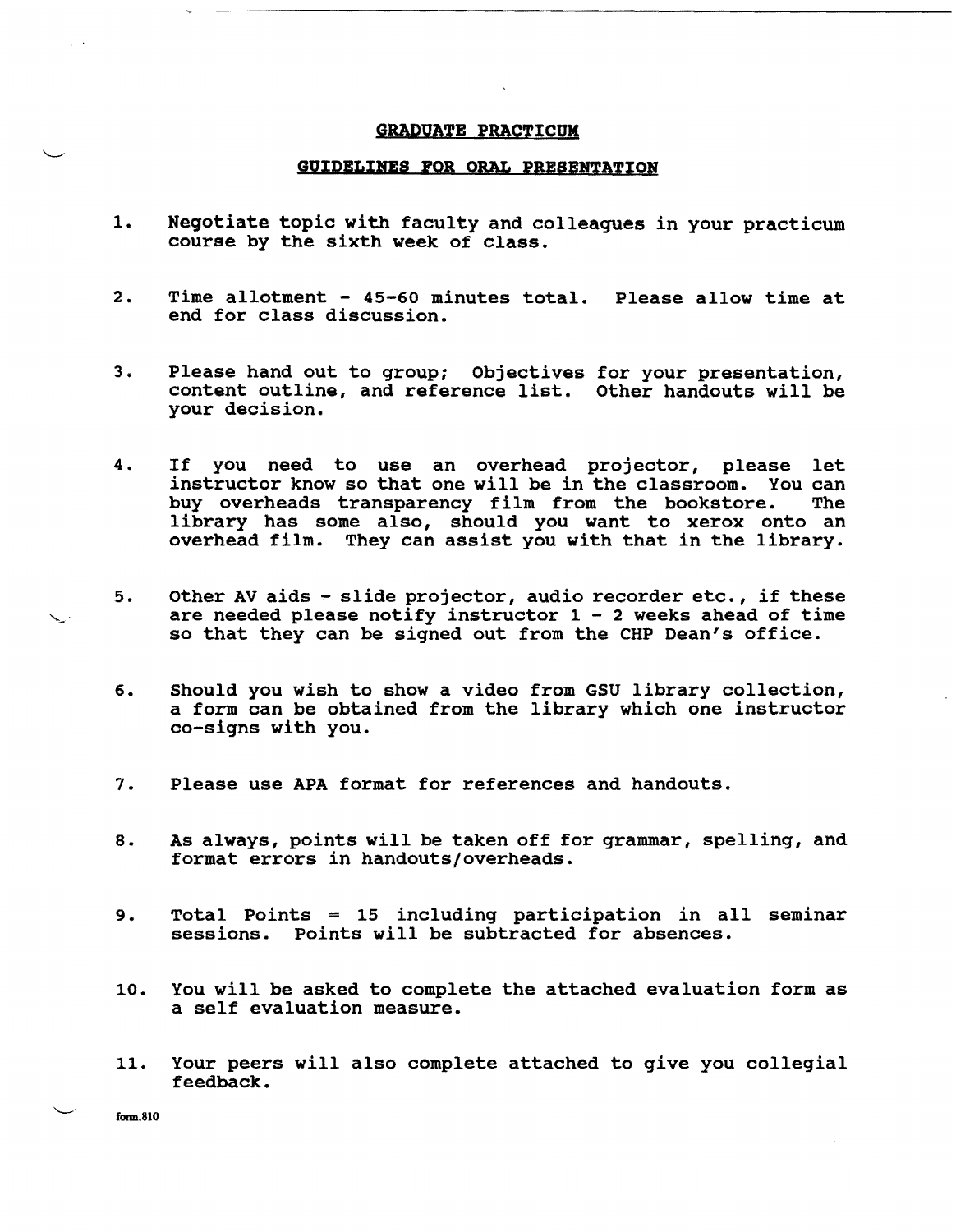## GRADUATE PRACTICUM

## GUIDELINES FOR ORAL PRESENTATION

1. Negotiate topic with faculty and colleagues in your practicum course by the sixth week of class.

2. Time allotment - 45-60 minutes total. Please allow time at end for class discussion.

3. Please hand out to group; Objectives for your presentation, content outline, and reference list. Other handouts will be your decision.

4. If you need to use an overhead projector, please let instructor know so that one will be in the classroom. You can buy overheads transparency film from the bookstore. The library has some also, should you want to xerox onto an overhead film. They can assist you with that in the library.

5. Other AV aids - slide projector, audio recorder etc., if these are needed please notify instructor 1 - 2 weeks ahead of time so that they can be signed out from the CHP Dean's office.

6. Should you wish to show a video from GSU library collection, a form can be obtained from the library which one instructor co-signs with you.

7. Please use APA format for references and handouts.

8. As always, points will be taken off for grammar, spelling, and format errors in handouts/overheads.

9. Total Points = 15 including participation in all seminar sessions. Points will be subtracted for absences.

10. You will be asked to complete the attached evaluation form as a self evaluation measure.

11. Your peers will also complete attached to give you collegial feedback.

form.810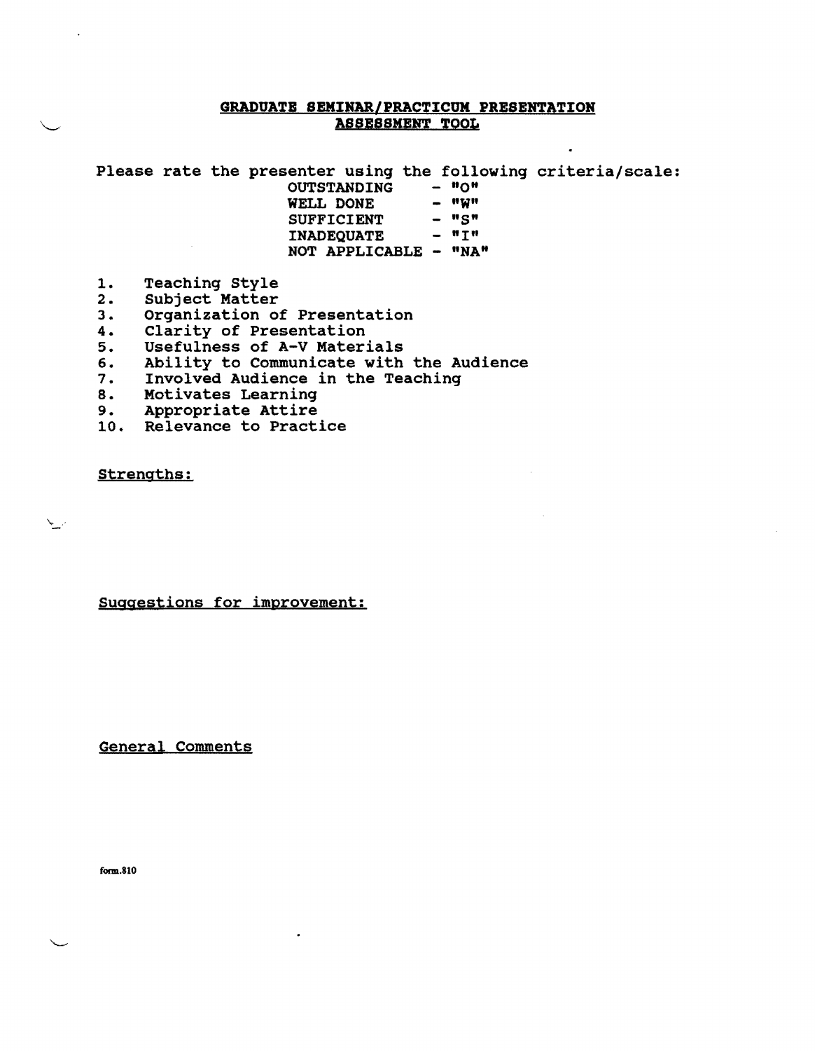## GRADUATE SEMINAR/PRACTICUM PRESENTATION ASSESSMENT TOOL

Please rate the presenter using the following criteria/scale:

OUTSTANDING - "O"
WELL DONE - "W"
SUFFICIENT - "S"
INADEQUATE - "I"
NOT APPLICABLE - "NA"

1. Teaching Style
2. Subject Matter
3. Organization of Presentation
4. Clarity of Presentation
5. Usefulness of A-V Materials
6. Ability to Communicate with the Audience
7. Involved Audience in the Teaching
8. Motivates Learning
9. Appropriate Attire
10. Relevance to Practice

Strengths:

Suggestions for improvement:

General Comments

form.810